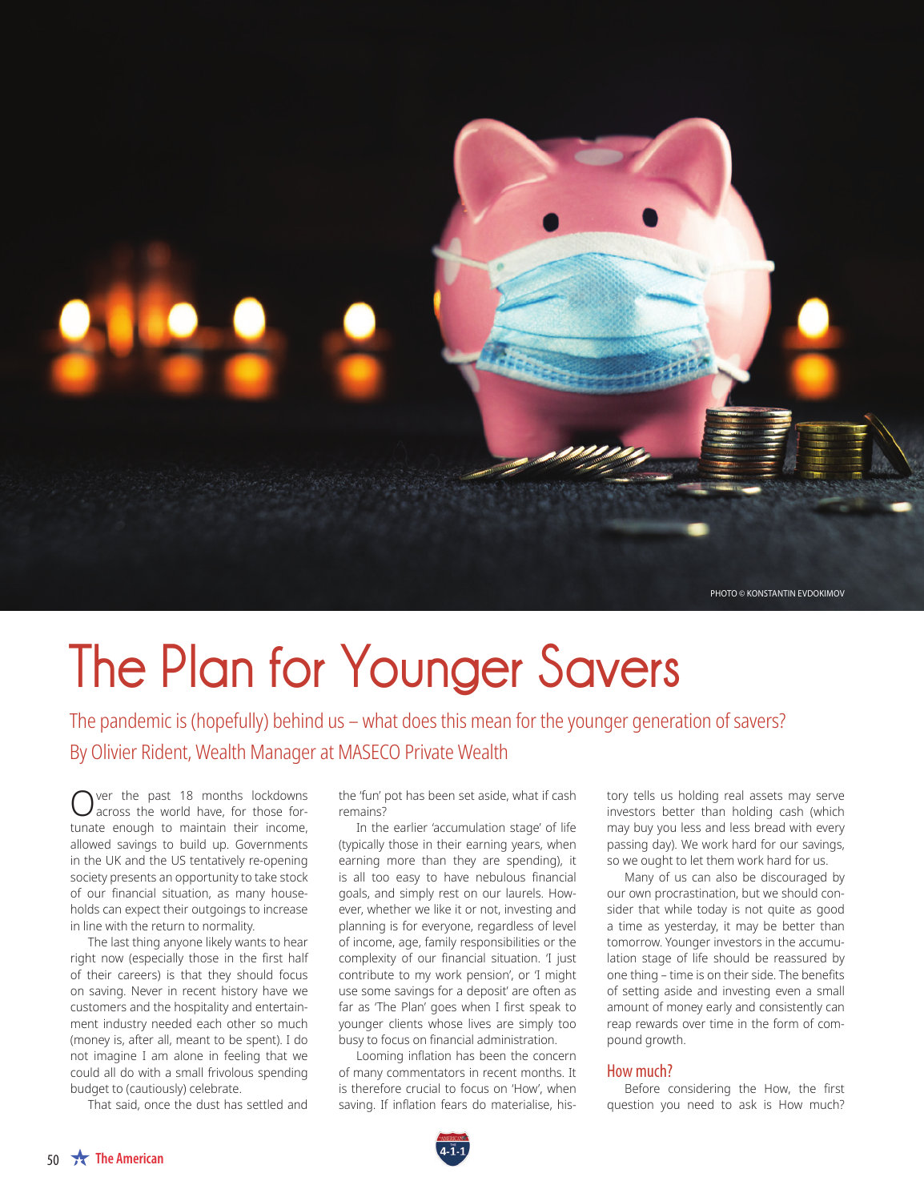PHOTO © KONSTANTIN EVDOKIMOV

# The Plan for Younger Savers

The pandemic is (hopefully) behind us – what does this mean for the younger generation of savers?

By Olivier Rident, Wealth Manager at MASECO Private Wealth

Over the past 18 months lockdowns across the world have, for those fortunate enough to maintain their income, allowed savings to build up. Governments in the UK and the US tentatively re-opening society presents an opportunity to take stock of our financial situation, as many households can expect their outgoings to increase in line with the return to normality.

The last thing anyone likely wants to hear right now (especially those in the first half of their careers) is that they should focus on saving. Never in recent history have we customers and the hospitality and entertainment industry needed each other so much (money is, after all, meant to be spent). I do not imagine I am alone in feeling that we could all do with a small frivolous spending budget to (cautiously) celebrate.

That said, once the dust has settled and the 'fun' pot has been set aside, what if cash remains?

In the earlier 'accumulation stage' of life (typically those in their earning years, when earning more than they are spending), it is all too easy to have nebulous financial goals, and simply rest on our laurels. However, whether we like it or not, investing and planning is for everyone, regardless of level of income, age, family responsibilities or the complexity of our financial situation. 'I just contribute to my work pension', or 'I might use some savings for a deposit' are often as far as 'The Plan' goes when I first speak to younger clients whose lives are simply too busy to focus on financial administration.

Looming inflation has been the concern of many commentators in recent months. It is therefore crucial to focus on 'How', when saving. If inflation fears do materialise, history tells us holding real assets may serve investors better than holding cash (which may buy you less and less bread with every passing day). We work hard for our savings, so we ought to let them work hard for us.

Many of us can also be discouraged by our own procrastination, but we should consider that while today is not quite as good a time as yesterday, it may be better than tomorrow. Younger investors in the accumulation stage of life should be reassured by one thing – time is on their side. The benefits of setting aside and investing even a small amount of money early and consistently can reap rewards over time in the form of compound growth.

## How much?

Before considering the How, the first question you need to ask is How much?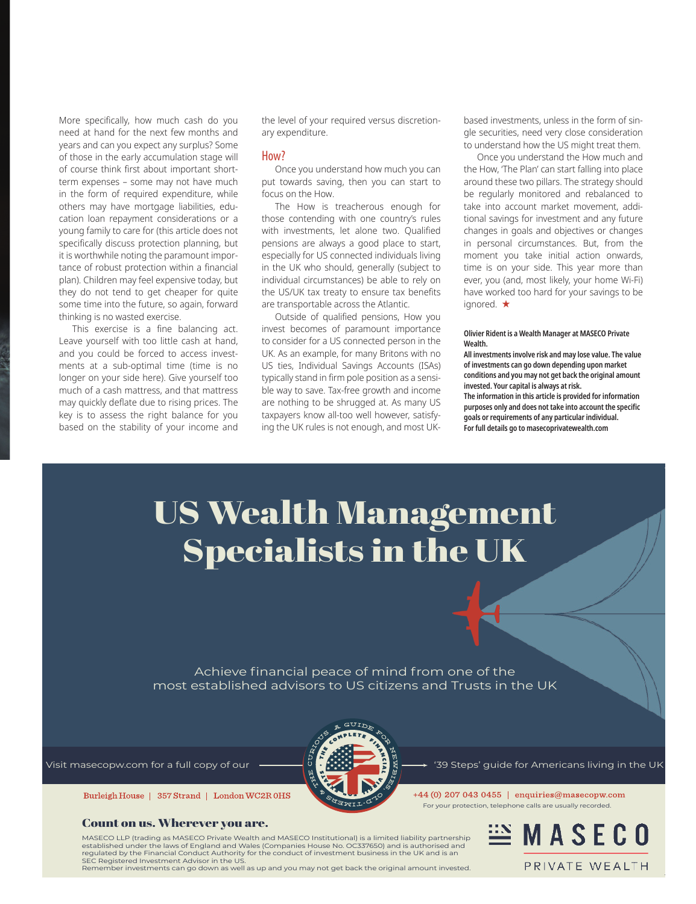More specifically, how much cash do you need at hand for the next few months and years and can you expect any surplus? Some of those in the early accumulation stage will of course think first about important short-term expenses – some may not have much in the form of required expenditure, while others may have mortgage liabilities, education loan repayment considerations or a young family to care for (this article does not specifically discuss protection planning, but it is worthwhile noting the paramount importance of robust protection within a financial plan). Children may feel expensive today, but they do not tend to get cheaper for quite some time into the future, so again, forward thinking is no wasted exercise.

This exercise is a fine balancing act. Leave yourself with too little cash at hand, and you could be forced to access investments at a sub-optimal time (time is no longer on your side here). Give yourself too much of a cash mattress, and that mattress may quickly deflate due to rising prices. The key is to assess the right balance for you based on the stability of your income and the level of your required versus discretionary expenditure.

## How?

Once you understand how much you can put towards saving, then you can start to focus on the How.

The How is treacherous enough for those contending with one country's rules with investments, let alone two. Qualified pensions are always a good place to start, especially for US connected individuals living in the UK who should, generally (subject to individual circumstances) be able to rely on the US/UK tax treaty to ensure tax benefits are transportable across the Atlantic.

Outside of qualified pensions, How you invest becomes of paramount importance to consider for a US connected person in the UK. As an example, for many Britons with no US ties, Individual Savings Accounts (ISAs) typically stand in firm pole position as a sensible way to save. Tax-free growth and income are nothing to be shrugged at. As many US taxpayers know all-too well however, satisfying the UK rules is not enough, and most UK-based investments, unless in the form of single securities, need very close consideration to understand how the US might treat them.

Once you understand the How much and the How, 'The Plan' can start falling into place around these two pillars. The strategy should be regularly monitored and rebalanced to take into account market movement, additional savings for investment and any future changes in goals and objectives or changes in personal circumstances. But, from the moment you take initial action onwards, time is on your side. This year more than ever, you (and, most likely, your home Wi-Fi) have worked too hard for your savings to be ignored. ★

**Olivier Rident is a Wealth Manager at MASECO Private Wealth.**

**All investments involve risk and may lose value. The value of investments can go down depending upon market conditions and you may not get back the original amount invested. Your capital is always at risk.**

**The information in this article is provided for information purposes only and does not take into account the specific goals or requirements of any particular individual.**

**For full details go to masecoprivatewealth.com**

# US Wealth Management Specialists in the UK

Achieve financial peace of mind from one of the most established advisors to US citizens and Trusts in the UK

Visit masecopw.com for a full copy of our '39 Steps' guide for Americans living in the UK

THE CURIOUS A GUIDE FOR NEWBIES & OLD-TIMERS — THE COMPLETE FINANCIAL

Burleigh House | 357 Strand | London WC2R 0HS

+44 (0) 207 043 0455 | enquiries@masecopw.com

For your protection, telephone calls are usually recorded.

**Count on us. Wherever you are.**

MASECO LLP (trading as MASECO Private Wealth and MASECO Institutional) is a limited liability partnership established under the laws of England and Wales (Companies House No. OC337650) and is authorised and regulated by the Financial Conduct Authority for the conduct of investment business in the UK and is an SEC Registered Investment Advisor in the US.
Remember investments can go down as well as up and you may not get back the original amount invested.

MASECO PRIVATE WEALTH